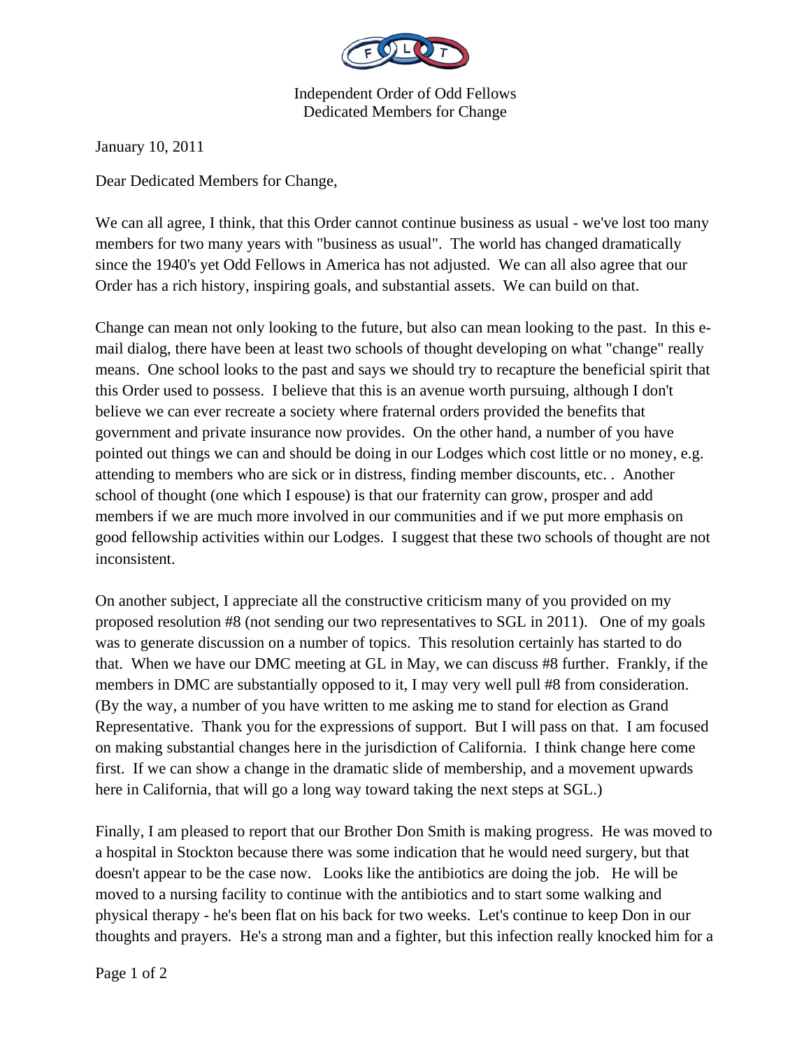Independent Order of Odd Fellows
Dedicated Members for Change

January 10, 2011

Dear Dedicated Members for Change,

We can all agree, I think, that this Order cannot continue business as usual - we've lost too many members for two many years with "business as usual". The world has changed dramatically since the 1940's yet Odd Fellows in America has not adjusted. We can all also agree that our Order has a rich history, inspiring goals, and substantial assets. We can build on that.

Change can mean not only looking to the future, but also can mean looking to the past. In this e-mail dialog, there have been at least two schools of thought developing on what "change" really means. One school looks to the past and says we should try to recapture the beneficial spirit that this Order used to possess. I believe that this is an avenue worth pursuing, although I don't believe we can ever recreate a society where fraternal orders provided the benefits that government and private insurance now provides. On the other hand, a number of you have pointed out things we can and should be doing in our Lodges which cost little or no money, e.g. attending to members who are sick or in distress, finding member discounts, etc. . Another school of thought (one which I espouse) is that our fraternity can grow, prosper and add members if we are much more involved in our communities and if we put more emphasis on good fellowship activities within our Lodges. I suggest that these two schools of thought are not inconsistent.

On another subject, I appreciate all the constructive criticism many of you provided on my proposed resolution #8 (not sending our two representatives to SGL in 2011). One of my goals was to generate discussion on a number of topics. This resolution certainly has started to do that. When we have our DMC meeting at GL in May, we can discuss #8 further. Frankly, if the members in DMC are substantially opposed to it, I may very well pull #8 from consideration. (By the way, a number of you have written to me asking me to stand for election as Grand Representative. Thank you for the expressions of support. But I will pass on that. I am focused on making substantial changes here in the jurisdiction of California. I think change here come first. If we can show a change in the dramatic slide of membership, and a movement upwards here in California, that will go a long way toward taking the next steps at SGL.)

Finally, I am pleased to report that our Brother Don Smith is making progress. He was moved to a hospital in Stockton because there was some indication that he would need surgery, but that doesn't appear to be the case now. Looks like the antibiotics are doing the job. He will be moved to a nursing facility to continue with the antibiotics and to start some walking and physical therapy - he's been flat on his back for two weeks. Let's continue to keep Don in our thoughts and prayers. He's a strong man and a fighter, but this infection really knocked him for a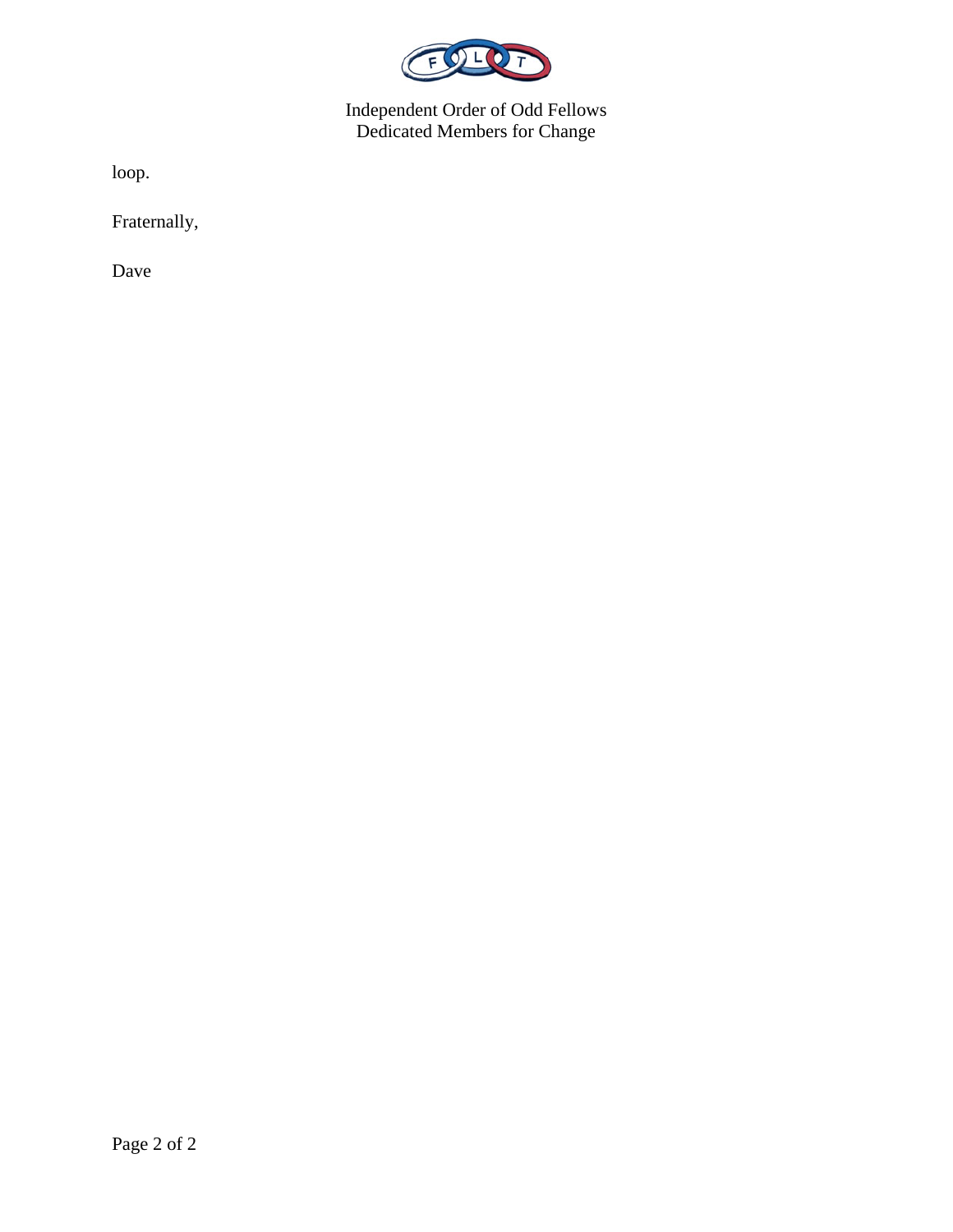loop.

Fraternally,

Dave